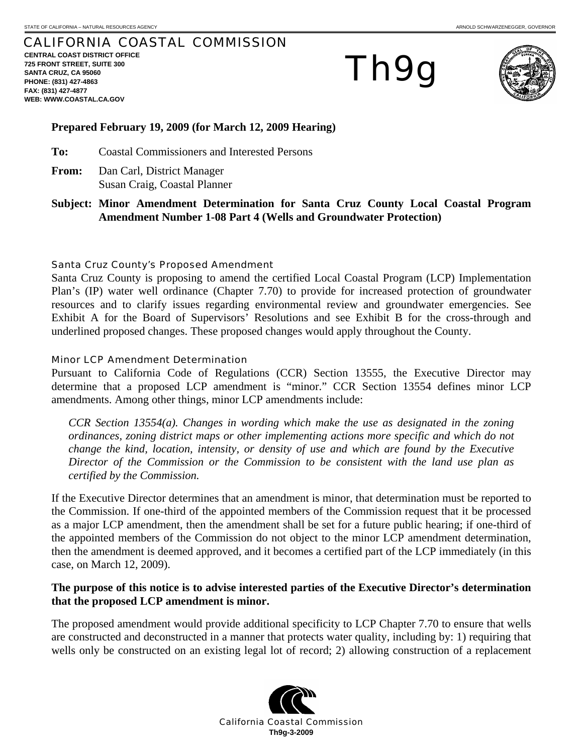STATE OF CALIFORNIA – NATURAL RESOURCES AGENCY  ARNOLD SCHWARZENEGGER, GOVERNOR

# CALIFORNIA COASTAL COMMISSION

**CENTRAL COAST DISTRICT OFFICE**
**725 FRONT STREET, SUITE 300**
**SANTA CRUZ, CA 95060**
**PHONE: (831) 427-4863**
**FAX: (831) 427-4877**
**WEB: WWW.COASTAL.CA.GOV**

# Th9g

**Prepared February 19, 2009 (for March 12, 2009 Hearing)**

**To:** Coastal Commissioners and Interested Persons

**From:** Dan Carl, District Manager
Susan Craig, Coastal Planner

**Subject: Minor Amendment Determination for Santa Cruz County Local Coastal Program Amendment Number 1-08 Part 4 (Wells and Groundwater Protection)**

## Santa Cruz County's Proposed Amendment

Santa Cruz County is proposing to amend the certified Local Coastal Program (LCP) Implementation Plan's (IP) water well ordinance (Chapter 7.70) to provide for increased protection of groundwater resources and to clarify issues regarding environmental review and groundwater emergencies. See Exhibit A for the Board of Supervisors' Resolutions and see Exhibit B for the cross-through and underlined proposed changes. These proposed changes would apply throughout the County.

## Minor LCP Amendment Determination

Pursuant to California Code of Regulations (CCR) Section 13555, the Executive Director may determine that a proposed LCP amendment is "minor." CCR Section 13554 defines minor LCP amendments. Among other things, minor LCP amendments include:

> *CCR Section 13554(a). Changes in wording which make the use as designated in the zoning ordinances, zoning district maps or other implementing actions more specific and which do not change the kind, location, intensity, or density of use and which are found by the Executive Director of the Commission or the Commission to be consistent with the land use plan as certified by the Commission.*

If the Executive Director determines that an amendment is minor, that determination must be reported to the Commission. If one-third of the appointed members of the Commission request that it be processed as a major LCP amendment, then the amendment shall be set for a future public hearing; if one-third of the appointed members of the Commission do not object to the minor LCP amendment determination, then the amendment is deemed approved, and it becomes a certified part of the LCP immediately (in this case, on March 12, 2009).

**The purpose of this notice is to advise interested parties of the Executive Director's determination that the proposed LCP amendment is minor.**

The proposed amendment would provide additional specificity to LCP Chapter 7.70 to ensure that wells are constructed and deconstructed in a manner that protects water quality, including by: 1) requiring that wells only be constructed on an existing legal lot of record; 2) allowing construction of a replacement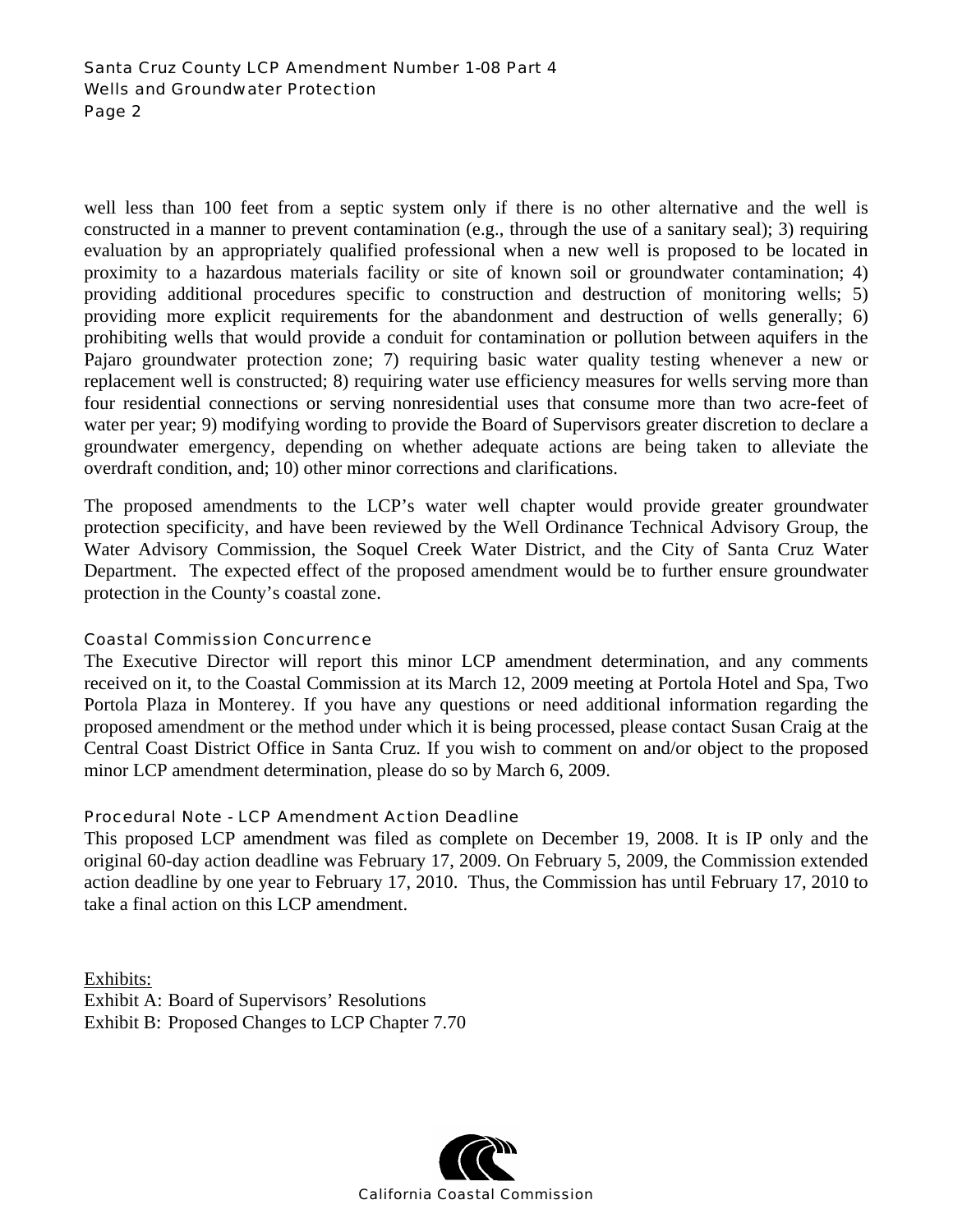well less than 100 feet from a septic system only if there is no other alternative and the well is constructed in a manner to prevent contamination (e.g., through the use of a sanitary seal); 3) requiring evaluation by an appropriately qualified professional when a new well is proposed to be located in proximity to a hazardous materials facility or site of known soil or groundwater contamination; 4) providing additional procedures specific to construction and destruction of monitoring wells; 5) providing more explicit requirements for the abandonment and destruction of wells generally; 6) prohibiting wells that would provide a conduit for contamination or pollution between aquifers in the Pajaro groundwater protection zone; 7) requiring basic water quality testing whenever a new or replacement well is constructed; 8) requiring water use efficiency measures for wells serving more than four residential connections or serving nonresidential uses that consume more than two acre-feet of water per year; 9) modifying wording to provide the Board of Supervisors greater discretion to declare a groundwater emergency, depending on whether adequate actions are being taken to alleviate the overdraft condition, and; 10) other minor corrections and clarifications.

The proposed amendments to the LCP's water well chapter would provide greater groundwater protection specificity, and have been reviewed by the Well Ordinance Technical Advisory Group, the Water Advisory Commission, the Soquel Creek Water District, and the City of Santa Cruz Water Department. The expected effect of the proposed amendment would be to further ensure groundwater protection in the County's coastal zone.

### Coastal Commission Concurrence

The Executive Director will report this minor LCP amendment determination, and any comments received on it, to the Coastal Commission at its March 12, 2009 meeting at Portola Hotel and Spa, Two Portola Plaza in Monterey. If you have any questions or need additional information regarding the proposed amendment or the method under which it is being processed, please contact Susan Craig at the Central Coast District Office in Santa Cruz. If you wish to comment on and/or object to the proposed minor LCP amendment determination, please do so by March 6, 2009.

### Procedural Note - LCP Amendment Action Deadline

This proposed LCP amendment was filed as complete on December 19, 2008. It is IP only and the original 60-day action deadline was February 17, 2009. On February 5, 2009, the Commission extended action deadline by one year to February 17, 2010. Thus, the Commission has until February 17, 2010 to take a final action on this LCP amendment.

<u>Exhibits:</u>
Exhibit A: Board of Supervisors' Resolutions
Exhibit B: Proposed Changes to LCP Chapter 7.70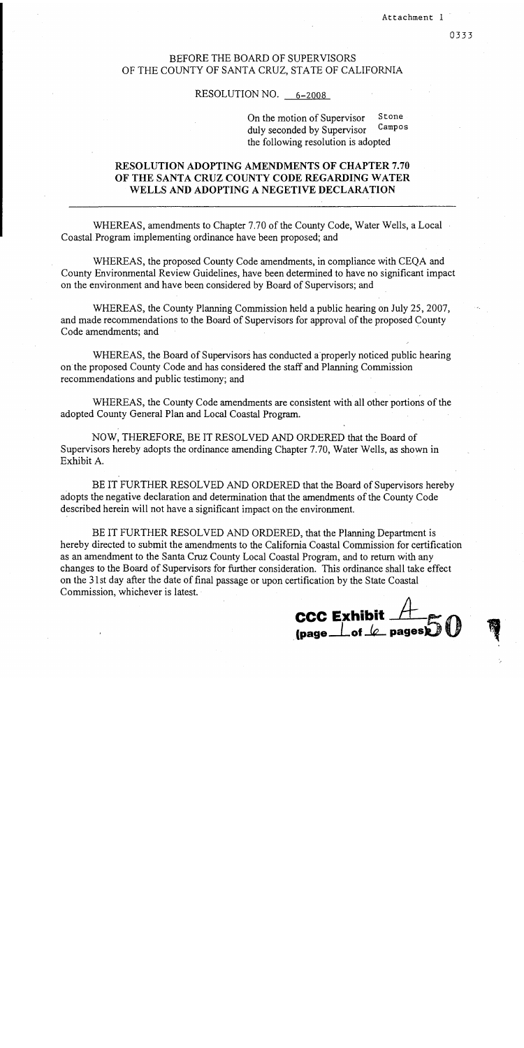Attachment 1

BEFORE THE BOARD OF SUPERVISORS
OF THE COUNTY OF SANTA CRUZ, STATE OF CALIFORNIA

RESOLUTION NO. 6-2008

On the motion of Supervisor Stone
duly seconded by Supervisor Campos
the following resolution is adopted

**RESOLUTION ADOPTING AMENDMENTS OF CHAPTER 7.70 OF THE SANTA CRUZ COUNTY CODE REGARDING WATER WELLS AND ADOPTING A NEGETIVE DECLARATION**

---

WHEREAS, amendments to Chapter 7.70 of the County Code, Water Wells, a Local Coastal Program implementing ordinance have been proposed; and

WHEREAS, the proposed County Code amendments, in compliance with CEQA and County Environmental Review Guidelines, have been determined to have no significant impact on the environment and have been considered by Board of Supervisors; and

WHEREAS, the County Planning Commission held a public hearing on July 25, 2007, and made recommendations to the Board of Supervisors for approval of the proposed County Code amendments; and

WHEREAS, the Board of Supervisors has conducted a properly noticed public hearing on the proposed County Code and has considered the staff and Planning Commission recommendations and public testimony; and

WHEREAS, the County Code amendments are consistent with all other portions of the adopted County General Plan and Local Coastal Program.

NOW, THEREFORE, BE IT RESOLVED AND ORDERED that the Board of Supervisors hereby adopts the ordinance amending Chapter 7.70, Water Wells, as shown in Exhibit A.

BE IT FURTHER RESOLVED AND ORDERED that the Board of Supervisors hereby adopts the negative declaration and determination that the amendments of the County Code described herein will not have a significant impact on the environment.

BE IT FURTHER RESOLVED AND ORDERED, that the Planning Department is hereby directed to submit the amendments to the California Coastal Commission for certification as an amendment to the Santa Cruz County Local Coastal Program, and to return with any changes to the Board of Supervisors for further consideration. This ordinance shall take effect on the 31st day after the date of final passage or upon certification by the State Coastal Commission, whichever is latest.

CCC Exhibit A
(page 1 of 6 pages)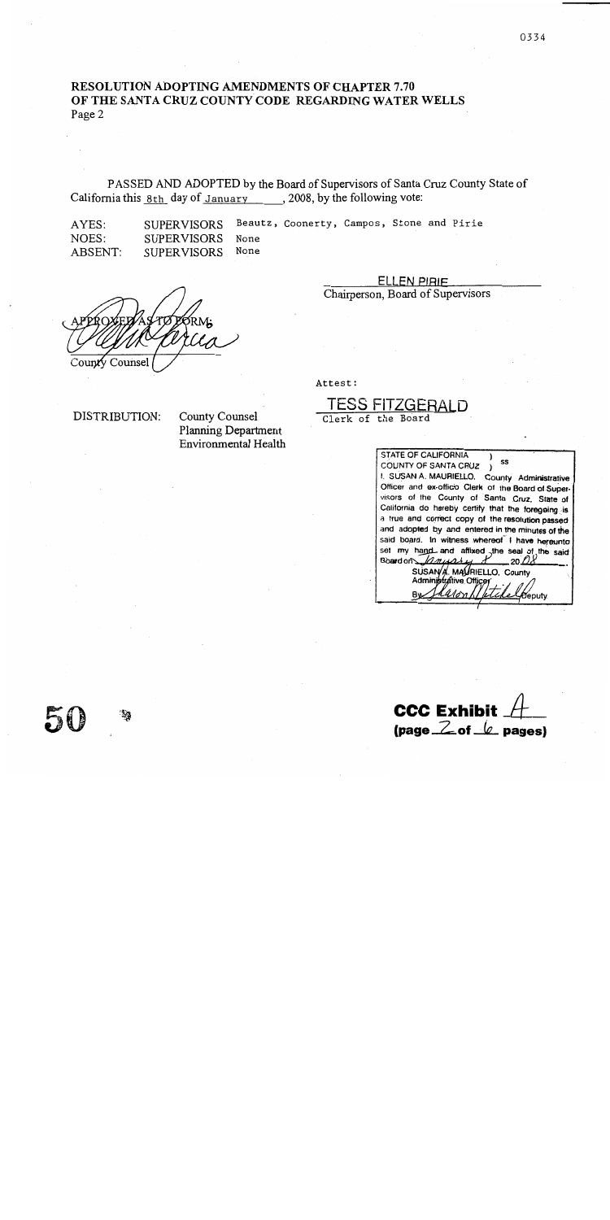**RESOLUTION ADOPTING AMENDMENTS OF CHAPTER 7.70 OF THE SANTA CRUZ COUNTY CODE REGARDING WATER WELLS**
Page 2

PASSED AND ADOPTED by the Board of Supervisors of Santa Cruz County State of California this 8th day of January, 2008, by the following vote:

AYES: SUPERVISORS Beautz, Coonerty, Campos, Stone and Pirie
NOES: SUPERVISORS None
ABSENT: SUPERVISORS None

ELLEN PIRIE
Chairperson, Board of Supervisors

APPROVED AS TO FORM:
County Counsel

Attest:

TESS FITZGERALD
Clerk of the Board

DISTRIBUTION: County Counsel
Planning Department
Environmental Health

STATE OF CALIFORNIA ) ss
COUNTY OF SANTA CRUZ )
I, SUSAN A. MAURIELLO, County Administrative Officer and ex-officio Clerk of the Board of Supervisors of the County of Santa Cruz, State of California do hereby certify that the foregoing is a true and correct copy of the resolution passed and adopted by and entered in the minutes of the said board. In witness whereof I have hereunto set my hand and affixed the seal of the said Board on January 8 20 08.
SUSAN A. MAURIELLO, County Administrative Officer
By ________ Deputy

50

**CCC Exhibit A**
**(page 2 of 6 pages)**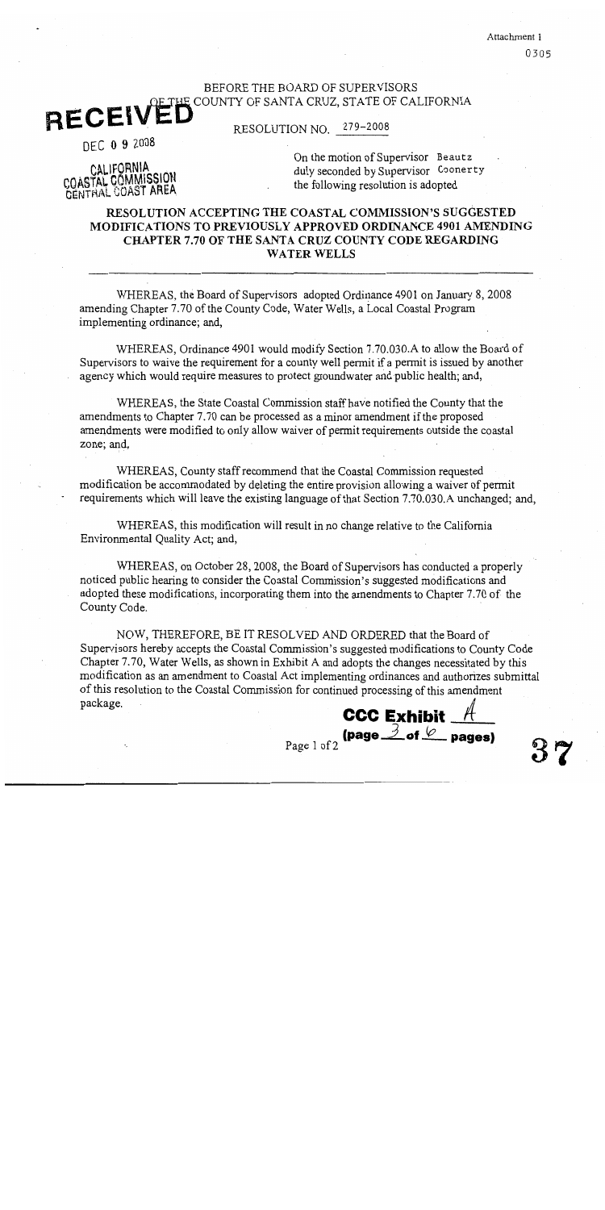BEFORE THE BOARD OF SUPERVISORS
OF THE COUNTY OF SANTA CRUZ, STATE OF CALIFORNIA

RECEIVED
DEC 0 9 2008
CALIFORNIA
COASTAL COMMISSION
CENTRAL COAST AREA

RESOLUTION NO. 279-2008

On the motion of Supervisor Beautz
duly seconded by Supervisor Coonerty
the following resolution is adopted

**RESOLUTION ACCEPTING THE COASTAL COMMISSION'S SUGGESTED MODIFICATIONS TO PREVIOUSLY APPROVED ORDINANCE 4901 AMENDING CHAPTER 7.70 OF THE SANTA CRUZ COUNTY CODE REGARDING WATER WELLS**

---

WHEREAS, the Board of Supervisors adopted Ordinance 4901 on January 8, 2008 amending Chapter 7.70 of the County Code, Water Wells, a Local Coastal Program implementing ordinance; and,

WHEREAS, Ordinance 4901 would modify Section 7.70.030.A to allow the Board of Supervisors to waive the requirement for a county well permit if a permit is issued by another agency which would require measures to protect groundwater and public health; and,

WHEREAS, the State Coastal Commission staff have notified the County that the amendments to Chapter 7.70 can be processed as a minor amendment if the proposed amendments were modified to only allow waiver of permit requirements outside the coastal zone; and,

WHEREAS, County staff recommend that the Coastal Commission requested modification be accommodated by deleting the entire provision allowing a waiver of permit requirements which will leave the existing language of that Section 7.70.030.A unchanged; and,

WHEREAS, this modification will result in no change relative to the California Environmental Quality Act; and,

WHEREAS, on October 28, 2008, the Board of Supervisors has conducted a properly noticed public hearing to consider the Coastal Commission's suggested modifications and adopted these modifications, incorporating them into the amendments to Chapter 7.70 of the County Code.

NOW, THEREFORE, BE IT RESOLVED AND ORDERED that the Board of Supervisors hereby accepts the Coastal Commission's suggested modifications to County Code Chapter 7.70, Water Wells, as shown in Exhibit A and adopts the changes necessitated by this modification as an amendment to Coastal Act implementing ordinances and authorizes submittal of this resolution to the Coastal Commission for continued processing of this amendment package.

CCC Exhibit A
(page 3 of 6 pages)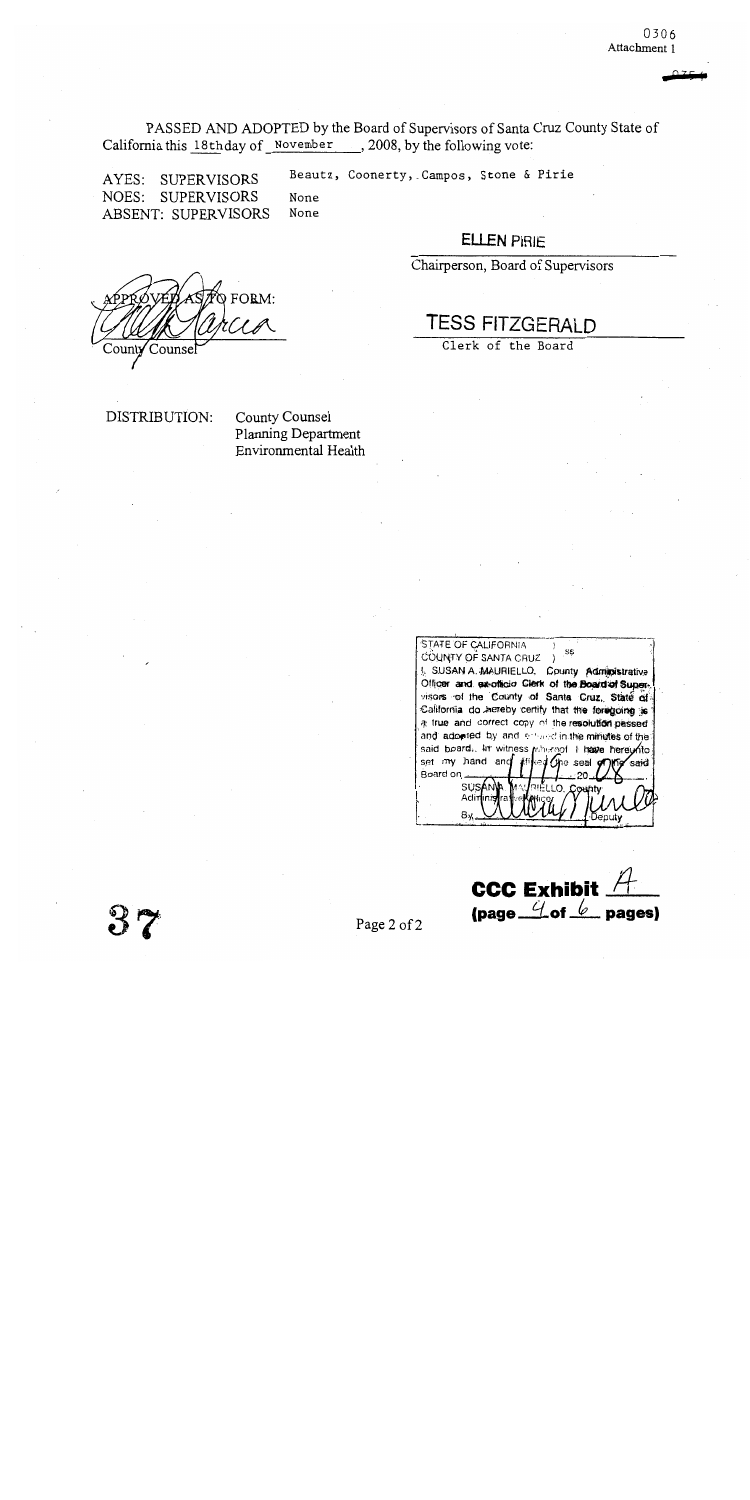0306
Attachment 1

PASSED AND ADOPTED by the Board of Supervisors of Santa Cruz County State of California this 18th day of November, 2008, by the following vote:

AYES: SUPERVISORS Beautz, Coonerty, Campos, Stone & Pirie
NOES: SUPERVISORS None
ABSENT: SUPERVISORS None

ELLEN PIRIE
Chairperson, Board of Supervisors

APPROVED AS TO FORM:

County Counsel

TESS FITZGERALD
Clerk of the Board

DISTRIBUTION: County Counsel
Planning Department
Environmental Health

STATE OF CALIFORNIA ) ss
COUNTY OF SANTA CRUZ )
I, SUSAN A. MAURIELLO, County Administrative Officer and ex-officio Clerk of the Board of Supervisors of the County of Santa Cruz, State of California do hereby certify that the foregoing is a true and correct copy of the resolution passed and adopted by and entered in the minutes of the said board. In witness whereof I have hereunto set my hand and affixed the seal of the said Board on ______ 20 08.
SUSAN A. MAURIELLO, County Administrative Officer
By ______ Deputy

37

CCC Exhibit A
(page 4 of 6 pages)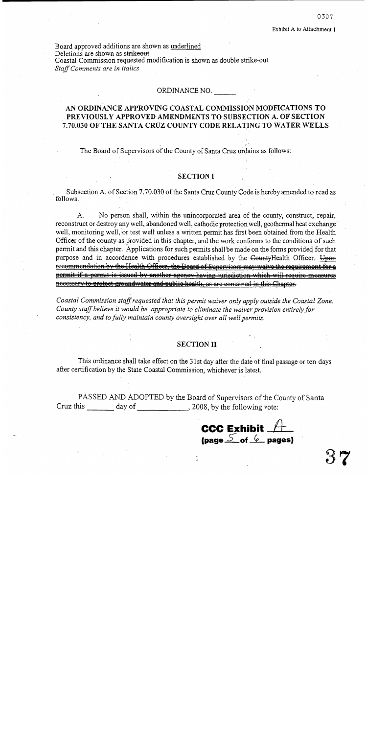Exhibit A to Attachment 1

Board approved additions are shown as <u>underlined</u>
Deletions are shown as ~~strikeout~~
Coastal Commission requested modification is shown as double strike-out
*Staff Comments are in italics*

ORDINANCE NO. ______

**AN ORDINANCE APPROVING COASTAL COMMISSION MODFICATIONS TO PREVIOUSLY APPROVED AMENDMENTS TO SUBSECTION A. OF SECTION 7.70.030 OF THE SANTA CRUZ COUNTY CODE RELATING TO WATER WELLS**

The Board of Supervisors of the County of Santa Cruz ordains as follows:

## SECTION I

Subsection A. of Section 7.70.030 of the Santa Cruz County Code is hereby amended to read as follows:

A. No person shall, within the unincorporated area of the county, construct, repair, reconstruct or destroy any well, abandoned well, cathodic protection well, geothermal heat exchange well, monitoring well, or test well unless a written permit has first been obtained from the Health Officer ~~of the county~~ as provided in this chapter, and the work conforms to the conditions of such permit and this chapter. Applications for such permits shall be made on the forms provided for that purpose and in accordance with procedures established by the ~~County~~Health Officer. ~~Upon recommendation by the Health Officer, the Board of Supervisors may waive the requirement for a permit if a permit is issued by another agency having jurisdiction which will require measures necessary to protect groundwater and public health, as are contained in this Chapter.~~

*Coastal Commission staff requested that this permit waiver only apply outside the Coastal Zone. County staff believe it would be appropriate to eliminate the waiver provision entirely for consistency, and to fully maintain county oversight over all well permits.*

## SECTION II

This ordinance shall take effect on the 31st day after the date of final passage or ten days after certification by the State Coastal Commission, whichever is latest.

PASSED AND ADOPTED by the Board of Supervisors of the County of Santa Cruz this ______ day of ____________, 2008, by the following vote:

**CCC Exhibit A**
**(page 5 of 6 pages)**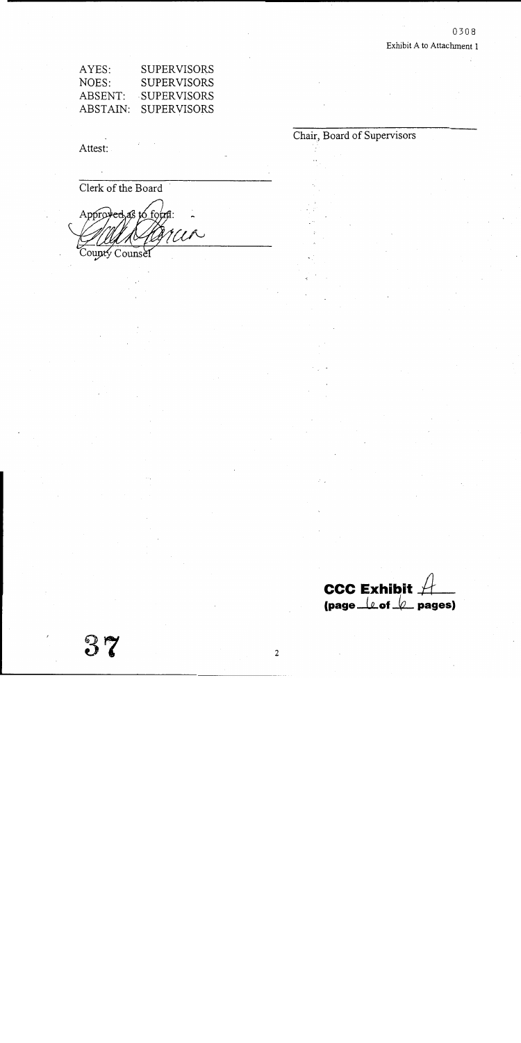0308

Exhibit A to Attachment 1

AYES: SUPERVISORS
NOES: SUPERVISORS
ABSENT: SUPERVISORS
ABSTAIN: SUPERVISORS

Chair, Board of Supervisors

Attest:

Clerk of the Board

Approved as to form:

County Counsel

**CCC Exhibit A**
**(page 6 of 6 pages)**

37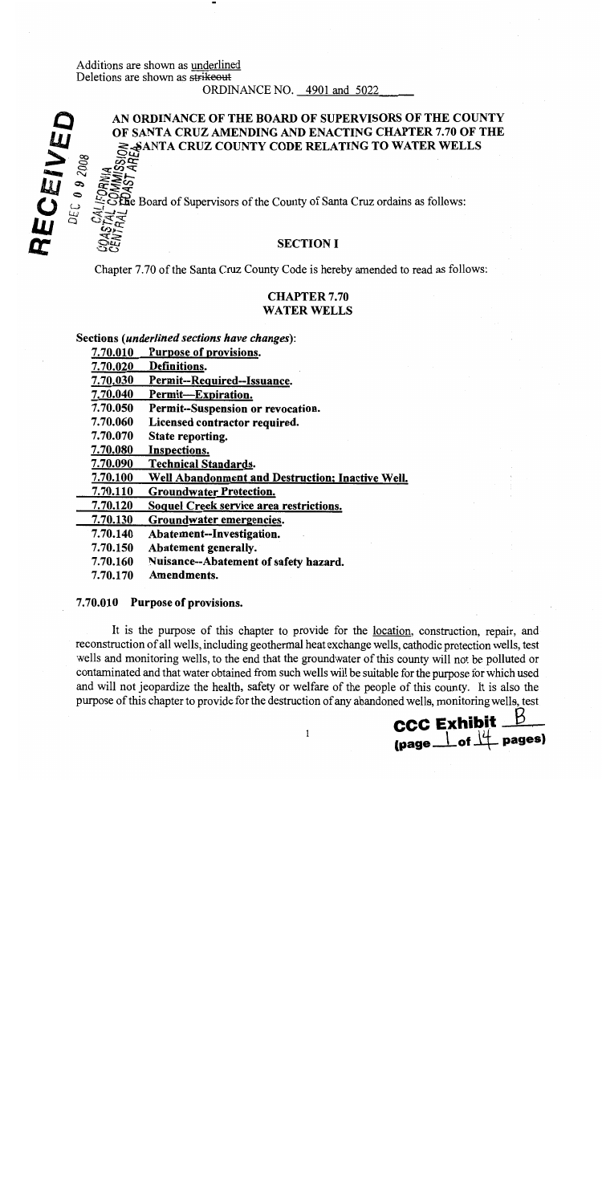Additions are shown as underlined
Deletions are shown as ~~strikeout~~

ORDINANCE NO. 4901 and 5022

RECEIVED
DEC 09 2008
CALIFORNIA COASTAL COMMISSION CENTRAL COAST AREA

# AN ORDINANCE OF THE BOARD OF SUPERVISORS OF THE COUNTY OF SANTA CRUZ AMENDING AND ENACTING CHAPTER 7.70 OF THE SANTA CRUZ COUNTY CODE RELATING TO WATER WELLS

The Board of Supervisors of the County of Santa Cruz ordains as follows:

## SECTION I

Chapter 7.70 of the Santa Cruz County Code is hereby amended to read as follows:

## CHAPTER 7.70
## WATER WELLS

**Sections (*underlined sections have changes*):**

| | |
|---|---|
| <u>7.70.010</u> | <u>Purpose of provisions.</u> |
| <u>7.70.020</u> | <u>Definitions.</u> |
| <u>7.70.030</u> | <u>Permit--Required--Issuance.</u> |
| <u>7.70.040</u> | <u>Permit—Expiration.</u> |
| 7.70.050 | Permit--Suspension or revocation. |
| 7.70.060 | Licensed contractor required. |
| 7.70.070 | State reporting. |
| <u>7.70.080</u> | <u>Inspections.</u> |
| <u>7.70.090</u> | <u>Technical Standards.</u> |
| <u>7.70.100</u> | <u>Well Abandonment and Destruction; Inactive Well.</u> |
| <u>7.70.110</u> | <u>Groundwater Protection.</u> |
| <u>7.70.120</u> | <u>Soquel Creek service area restrictions.</u> |
| <u>7.70.130</u> | <u>Groundwater emergencies.</u> |
| 7.70.140 | Abatement--Investigation. |
| 7.70.150 | Abatement generally. |
| 7.70.160 | Nuisance--Abatement of safety hazard. |
| 7.70.170 | Amendments. |

**7.70.010 Purpose of provisions.**

It is the purpose of this chapter to provide for the <u>location</u>, construction, repair, and reconstruction of all wells, including geothermal heat exchange wells, cathodic protection wells, test wells and monitoring wells, to the end that the groundwater of this county will not be polluted or contaminated and that water obtained from such wells will be suitable for the purpose for which used and will not jeopardize the health, safety or welfare of the people of this county. It is also the purpose of this chapter to provide for the destruction of any abandoned wells, monitoring wells, test

CCC Exhibit B
(page 1 of 14 pages)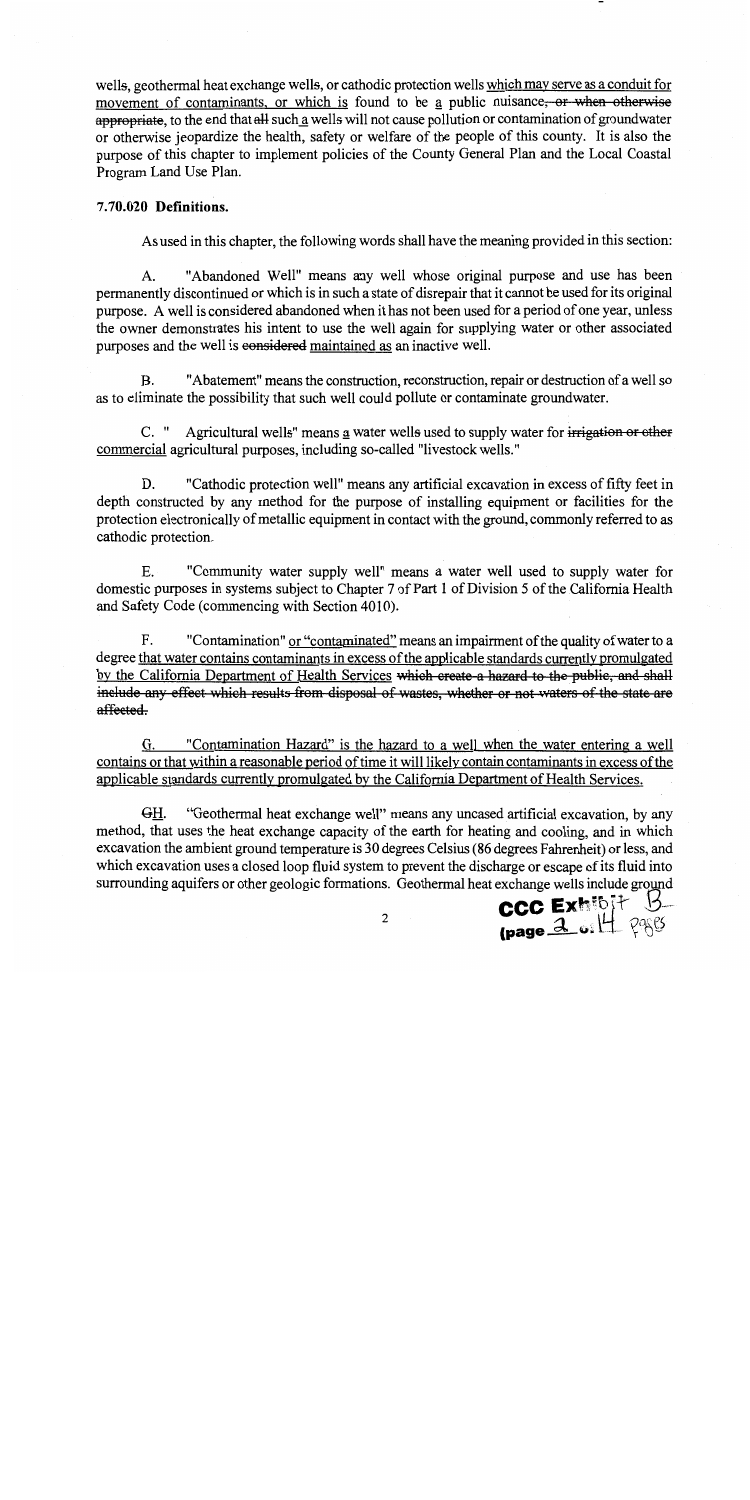wells, geothermal heat exchange wells, or cathodic protection wells which may serve as a conduit for movement of contaminants, or which is found to be a public nuisance, ~~or when otherwise appropriate~~, to the end that ~~all~~ such a wells will not cause pollution or contamination of groundwater or otherwise jeopardize the health, safety or welfare of the people of this county. It is also the purpose of this chapter to implement policies of the County General Plan and the Local Coastal Program Land Use Plan.

### 7.70.020 Definitions.

As used in this chapter, the following words shall have the meaning provided in this section:

A. "Abandoned Well" means any well whose original purpose and use has been permanently discontinued or which is in such a state of disrepair that it cannot be used for its original purpose. A well is considered abandoned when it has not been used for a period of one year, unless the owner demonstrates his intent to use the well again for supplying water or other associated purposes and the well is ~~considered~~ maintained as an inactive well.

B. "Abatement" means the construction, reconstruction, repair or destruction of a well so as to eliminate the possibility that such well could pollute or contaminate groundwater.

C. " Agricultural wells" means a water wells used to supply water for ~~irrigation or other~~ commercial agricultural purposes, including so-called "livestock wells."

D. "Cathodic protection well" means any artificial excavation in excess of fifty feet in depth constructed by any method for the purpose of installing equipment or facilities for the protection electronically of metallic equipment in contact with the ground, commonly referred to as cathodic protection.

E. "Community water supply well" means a water well used to supply water for domestic purposes in systems subject to Chapter 7 of Part 1 of Division 5 of the California Health and Safety Code (commencing with Section 4010).

F. "Contamination" or "contaminated" means an impairment of the quality of water to a degree that water contains contaminants in excess of the applicable standards currently promulgated by the California Department of Health Services ~~which create a hazard to the public, and shall include any effect which results from disposal of wastes, whether or not waters of the state are affected.~~

G. "Contamination Hazard" is the hazard to a well when the water entering a well contains or that within a reasonable period of time it will likely contain contaminants in excess of the applicable standards currently promulgated by the California Department of Health Services.

~~G~~H. "Geothermal heat exchange well" means any uncased artificial excavation, by any method, that uses the heat exchange capacity of the earth for heating and cooling, and in which excavation the ambient ground temperature is 30 degrees Celsius (86 degrees Fahrenheit) or less, and which excavation uses a closed loop fluid system to prevent the discharge or escape of its fluid into surrounding aquifers or other geologic formations. Geothermal heat exchange wells include ground

CCC Exhibit B (page 2 of 14 pages)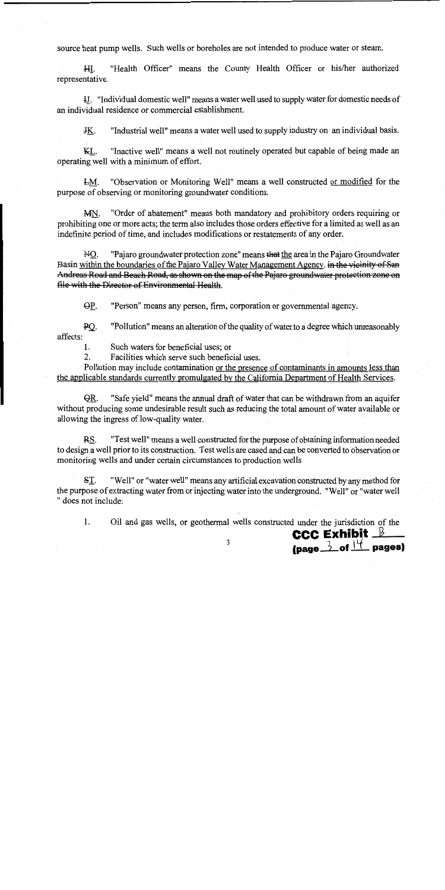source heat pump wells. Such wells or boreholes are not intended to produce water or steam.

~~H~~<u>I</u>. "Health Officer" means the County Health Officer or his/her authorized representative.

<u>J</u>. "Individual domestic well" means a water well used to supply water for domestic needs of an individual residence or commercial establishment.

~~J~~<u>K</u>. "Industrial well" means a water well used to supply industry on an individual basis.

~~K~~<u>L</u>. "Inactive well" means a well not routinely operated but capable of being made an operating well with a minimum of effort.

~~L~~<u>M</u>. "Observation or Monitoring Well" means a well constructed <u>or modified</u> for the purpose of observing or monitoring groundwater conditions.

~~M~~<u>N</u>. "Order of abatement" means both mandatory and prohibitory orders requiring or prohibiting one or more acts; the term also includes those orders effective for a limited as well as an indefinite period of time, and includes modifications or restatements of any order.

~~N~~<u>O</u>. "Pajaro groundwater protection zone" means ~~that~~ <u>the</u> area in the Pajaro Groundwater Basin <u>within the boundaries of the Pajaro Valley Water Management Agency</u>. ~~in the vicinity of San Andreas Road and Beach Road, as shown on the map of the Pajaro groundwater protection zone on file with the Director of Environmental Health.~~

~~O~~<u>P</u>. "Person" means any person, firm, corporation or governmental agency.

~~P~~<u>Q</u>. "Pollution" means an alteration of the quality of water to a degree which unreasonably affects:

1. Such waters for beneficial uses; or
2. Facilities which serve such beneficial uses.

Pollution may include contamination <u>or the presence of contaminants in amounts less than the applicable standards currently promulgated by the California Department of Health Services</u>.

~~Q~~<u>R</u>. "Safe yield" means the annual draft of water that can be withdrawn from an aquifer without producing some undesirable result such as reducing the total amount of water available or allowing the ingress of low-quality water.

~~R~~<u>S</u>. "Test well" means a well constructed for the purpose of obtaining information needed to design a well prior to its construction. Test wells are cased and can be converted to observation or monitoring wells and under certain circumstances to production wells

~~S~~<u>T</u>. "Well" or "water well" means any artificial excavation constructed by any method for the purpose of extracting water from or injecting water into the underground. "Well" or "water well" does not include:

1. Oil and gas wells, or geothermal wells constructed under the jurisdiction of the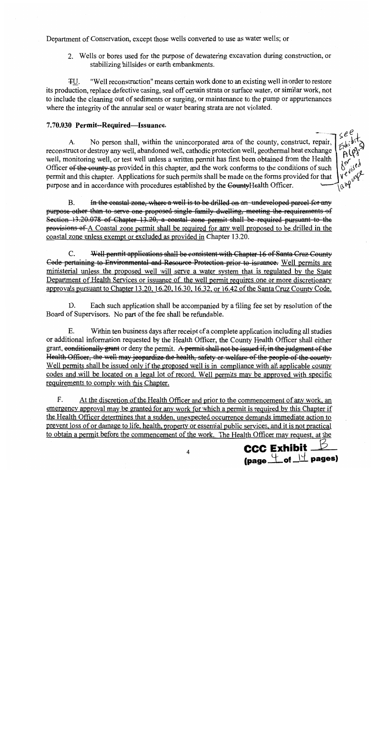Department of Conservation, except those wells converted to use as water wells; or

2. Wells or bores used for the purpose of dewatering excavation during construction, or stabilizing hillsides or earth embankments.

~~T~~U. "Well reconstruction" means certain work done to an existing well in order to restore its production, replace defective casing, seal off certain strata or surface water, or similar work, not to include the cleaning out of sediments or surging, or maintenance to the pump or appurtenances where the integrity of the annular seal or water bearing strata are not violated.

**7.70.030 Permit--Required—Issuance.**

A. No person shall, within the unincorporated area of the county, construct, repair, reconstruct or destroy any well, abandoned well, cathodic protection well, geothermal heat exchange well, monitoring well, or test well unless a written permit has first been obtained from the Health Officer ~~of the county~~ as provided in this chapter, and the work conforms to the conditions of such permit and this chapter. Applications for such permits shall be made on the forms provided for that purpose and in accordance with procedures established by the ~~County~~Health Officer.

see Exhibit A(pg.3) for revised language

B. ~~In the coastal zone, where a well is to be drilled on an undeveloped parcel for any purpose other than to serve one proposed single-family dwelling, meeting the requirements of Section 13.20.078 of Chapter 13.20, a coastal zone permit shall be required pursuant to the provisions of~~ A Coastal zone permit shall be required for any well proposed to be drilled in the coastal zone unless exempt or excluded as provided in Chapter 13.20.

C. ~~Well permit applications shall be consistent with Chapter 16 of Santa Cruz County Code pertaining to Environmental and Resource Protection prior to issuance.~~ Well permits are ministerial unless the proposed well will serve a water system that is regulated by the State Department of Health Services or issuance of the well permit requires one or more discretionary approvals pursuant to Chapter 13.20, 16.20, 16.30, 16.32, or 16.42 of the Santa Cruz County Code.

D. Each such application shall be accompanied by a filing fee set by resolution of the Board of Supervisors. No part of the fee shall be refundable.

E. Within ten business days after receipt of a complete application including all studies or additional information requested by the Health Officer, the County Health Officer shall either grant, ~~conditionally grant~~ or deny the permit. ~~A permit shall not be issued if, in the judgment of the Health Officer, the well may jeopardize the health, safety or welfare of the people of the county.~~ Well permits shall be issued only if the proposed well is in compliance with all applicable county codes and will be located on a legal lot of record. Well permits may be approved with specific requirements to comply with this Chapter.

F. At the discretion of the Health Officer and prior to the commencement of any work, an emergency approval may be granted for any work for which a permit is required by this Chapter if the Health Officer determines that a sudden, unexpected occurrence demands immediate action to prevent loss of or damage to life, health, property or essential public services, and it is not practical to obtain a permit before the commencement of the work. The Health Officer may request, at the

**CCC Exhibit B**
**(page 4 of 14 pages)**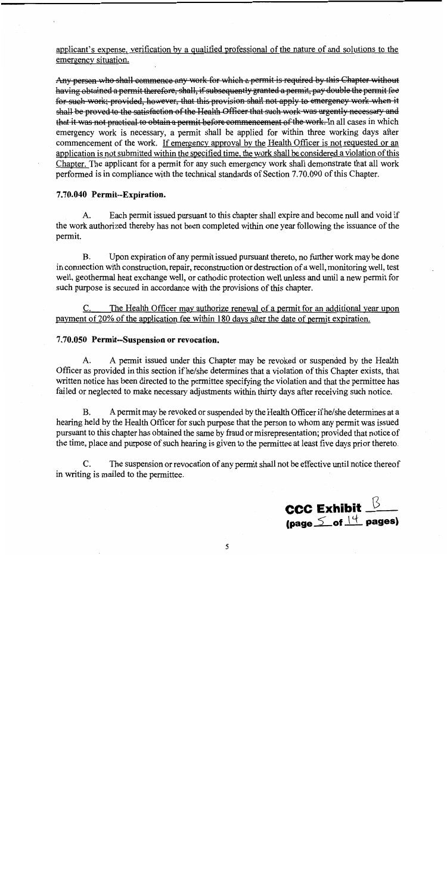applicant's expense, verification by a qualified professional of the nature of and solutions to the emergency situation.

~~Any person who shall commence any work for which a permit is required by this Chapter without having obtained a permit therefore, shall, if subsequently granted a permit, pay double the permit fee for such work; provided, however, that this provision shall not apply to emergency work when it shall be proved to the satisfaction of the Health Officer that such work was urgently necessary and that it was not practical to obtain a permit before commencement of the work.~~ In all cases in which emergency work is necessary, a permit shall be applied for within three working days after commencement of the work. If emergency approval by the Health Officer is not requested or an application is not submitted within the specified time, the work shall be considered a violation of this Chapter. The applicant for a permit for any such emergency work shall demonstrate that all work performed is in compliance with the technical standards of Section 7.70.090 of this Chapter.

### 7.70.040 Permit--Expiration.

A. Each permit issued pursuant to this chapter shall expire and become null and void if the work authorized thereby has not been completed within one year following the issuance of the permit.

B. Upon expiration of any permit issued pursuant thereto, no further work may be done in connection with construction, repair, reconstruction or destruction of a well, monitoring well, test well, geothermal heat exchange well, or cathodic protection well unless and until a new permit for such purpose is secured in accordance with the provisions of this chapter.

C. The Health Officer may authorize renewal of a permit for an additional year upon payment of 20% of the application fee within 180 days after the date of permit expiration.

### 7.70.050 Permit--Suspension or revocation.

A. A permit issued under this Chapter may be revoked or suspended by the Health Officer as provided in this section if he/she determines that a violation of this Chapter exists, that written notice has been directed to the permittee specifying the violation and that the permittee has failed or neglected to make necessary adjustments within thirty days after receiving such notice.

B. A permit may be revoked or suspended by the Health Officer if he/she determines at a hearing held by the Health Officer for such purpose that the person to whom any permit was issued pursuant to this chapter has obtained the same by fraud or misrepresentation; provided that notice of the time, place and purpose of such hearing is given to the permittee at least five days prior thereto.

C. The suspension or revocation of any permit shall not be effective until notice thereof in writing is mailed to the permittee.

**CCC Exhibit B**
**(page 5 of 14 pages)**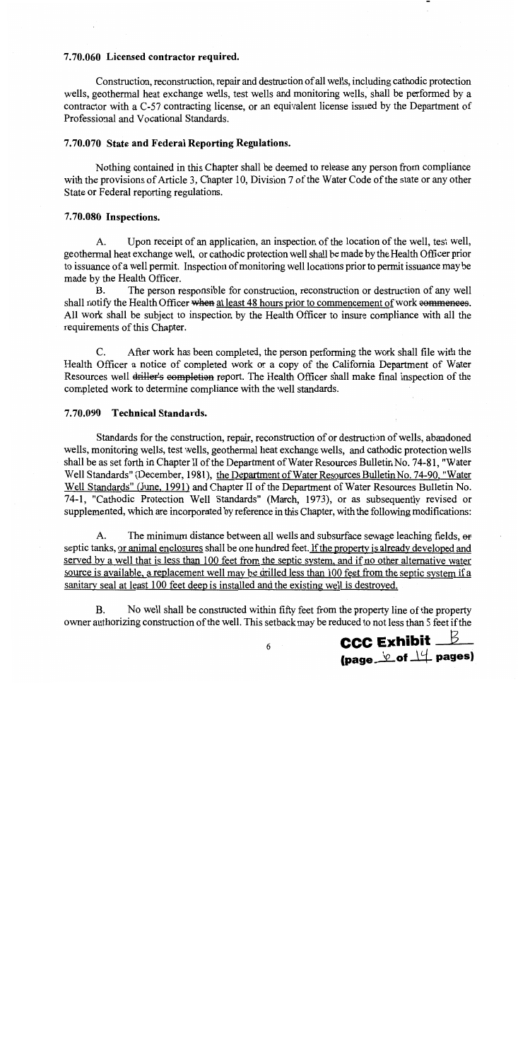### 7.70.060 Licensed contractor required.

Construction, reconstruction, repair and destruction of all wells, including cathodic protection wells, geothermal heat exchange wells, test wells and monitoring wells, shall be performed by a contractor with a C-57 contracting license, or an equivalent license issued by the Department of Professional and Vocational Standards.

### 7.70.070 State and Federal Reporting Regulations.

Nothing contained in this Chapter shall be deemed to release any person from compliance with the provisions of Article 3, Chapter 10, Division 7 of the Water Code of the state or any other State or Federal reporting regulations.

### 7.70.080 Inspections.

A. Upon receipt of an application, an inspection of the location of the well, test well, geothermal heat exchange well, or cathodic protection well shall be made by the Health Officer prior to issuance of a well permit. Inspection of monitoring well locations prior to permit issuance may be made by the Health Officer.

B. The person responsible for construction, reconstruction or destruction of any well shall notify the Health Officer ~~when~~ at least 48 hours prior to commencement of work ~~commences~~. All work shall be subject to inspection by the Health Officer to insure compliance with all the requirements of this Chapter.

C. After work has been completed, the person performing the work shall file with the Health Officer a notice of completed work or a copy of the California Department of Water Resources well ~~driller's completion~~ report. The Health Officer shall make final inspection of the completed work to determine compliance with the well standards.

### 7.70.090 Technical Standards.

Standards for the construction, repair, reconstruction of or destruction of wells, abandoned wells, monitoring wells, test wells, geothermal heat exchange wells, and cathodic protection wells shall be as set forth in Chapter II of the Department of Water Resources Bulletin No. 74-81, "Water Well Standards" (December, 1981), the Department of Water Resources Bulletin No. 74-90, "Water Well Standards" (June, 1991) and Chapter II of the Department of Water Resources Bulletin No. 74-1, "Cathodic Protection Well Standards" (March, 1973), or as subsequently revised or supplemented, which are incorporated by reference in this Chapter, with the following modifications:

A. The minimum distance between all wells and subsurface sewage leaching fields, ~~or~~ septic tanks, or animal enclosures shall be one hundred feet. If the property is already developed and served by a well that is less than 100 feet from the septic system, and if no other alternative water source is available, a replacement well may be drilled less than 100 feet from the septic system if a sanitary seal at least 100 feet deep is installed and the existing well is destroyed.

B. No well shall be constructed within fifty feet from the property line of the property owner authorizing construction of the well. This setback may be reduced to not less than 5 feet if the

**CCC Exhibit B**
**(page 6 of 14 pages)**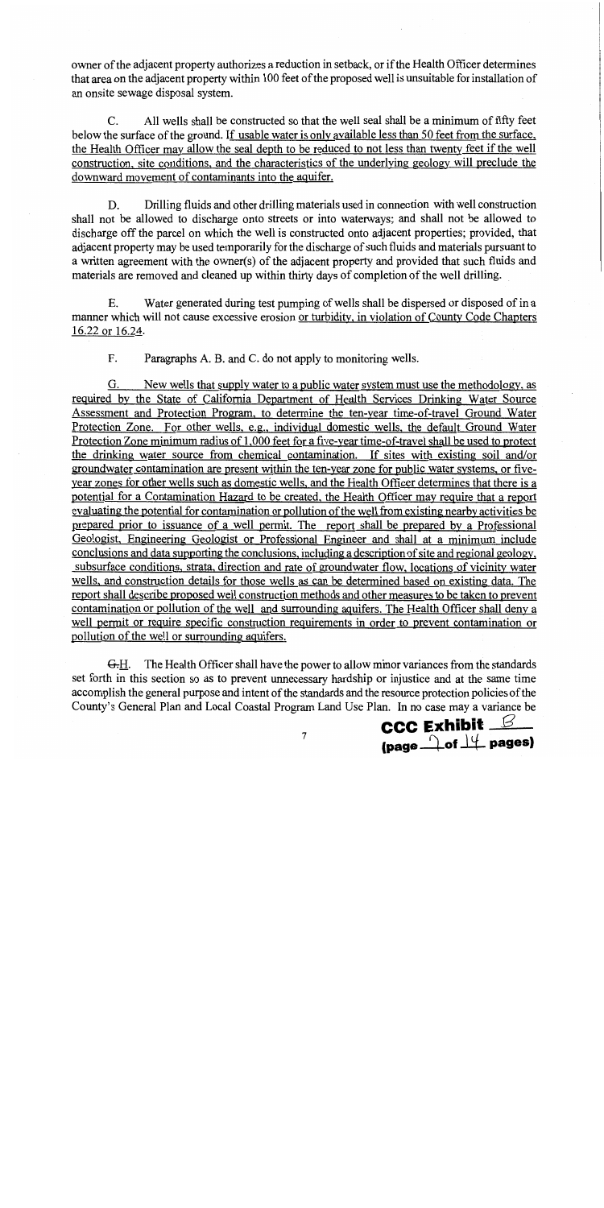owner of the adjacent property authorizes a reduction in setback, or if the Health Officer determines that area on the adjacent property within 100 feet of the proposed well is unsuitable for installation of an onsite sewage disposal system.

C. All wells shall be constructed so that the well seal shall be a minimum of fifty feet below the surface of the ground. If usable water is only available less than 50 feet from the surface, the Health Officer may allow the seal depth to be reduced to not less than twenty feet if the well construction, site conditions, and the characteristics of the underlying geology will preclude the downward movement of contaminants into the aquifer.

D. Drilling fluids and other drilling materials used in connection with well construction shall not be allowed to discharge onto streets or into waterways; and shall not be allowed to discharge off the parcel on which the well is constructed onto adjacent properties; provided, that adjacent property may be used temporarily for the discharge of such fluids and materials pursuant to a written agreement with the owner(s) of the adjacent property and provided that such fluids and materials are removed and cleaned up within thirty days of completion of the well drilling.

E. Water generated during test pumping of wells shall be dispersed or disposed of in a manner which will not cause excessive erosion or turbidity, in violation of County Code Chapters 16.22 or 16.24.

F. Paragraphs A. B. and C. do not apply to monitoring wells.

G. New wells that supply water to a public water system must use the methodology, as required by the State of California Department of Health Services Drinking Water Source Assessment and Protection Program, to determine the ten-year time-of-travel Ground Water Protection Zone. For other wells, e.g., individual domestic wells, the default Ground Water Protection Zone minimum radius of 1,000 feet for a five-year time-of-travel shall be used to protect the drinking water source from chemical contamination. If sites with existing soil and/or groundwater contamination are present within the ten-year zone for public water systems, or five-year zones for other wells such as domestic wells, and the Health Officer determines that there is a potential for a Contamination Hazard to be created, the Health Officer may require that a report evaluating the potential for contamination or pollution of the well from existing nearby activities be prepared prior to issuance of a well permit. The report shall be prepared by a Professional Geologist, Engineering Geologist or Professional Engineer and shall at a minimum include conclusions and data supporting the conclusions, including a description of site and regional geology, subsurface conditions, strata, direction and rate of groundwater flow, locations of vicinity water wells, and construction details for those wells as can be determined based on existing data. The report shall describe proposed well construction methods and other measures to be taken to prevent contamination or pollution of the well and surrounding aquifers. The Health Officer shall deny a well permit or require specific construction requirements in order to prevent contamination or pollution of the well or surrounding aquifers.

~~G.~~H. The Health Officer shall have the power to allow minor variances from the standards set forth in this section so as to prevent unnecessary hardship or injustice and at the same time accomplish the general purpose and intent of the standards and the resource protection policies of the County's General Plan and Local Coastal Program Land Use Plan. In no case may a variance be

CCC Exhibit B
(page 7 of 14 pages)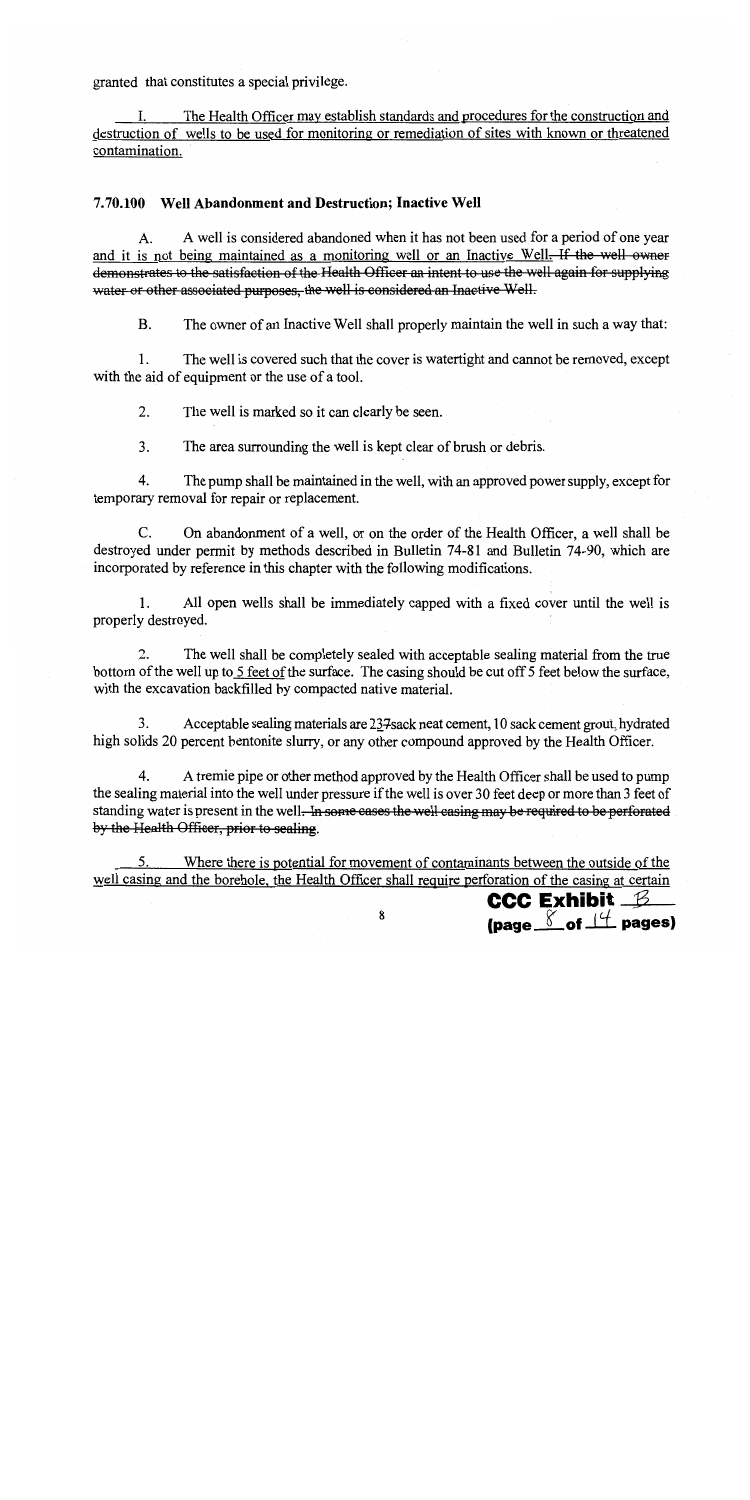granted that constitutes a special privilege.

I. The Health Officer may establish standards and procedures for the construction and destruction of wells to be used for monitoring or remediation of sites with known or threatened contamination.

### 7.70.100 Well Abandonment and Destruction; Inactive Well

A. A well is considered abandoned when it has not been used for a period of one year and it is not being maintained as a monitoring well or an Inactive Well. ~~If the well owner demonstrates to the satisfaction of the Health Officer an intent to use the well again for supplying water or other associated purposes, the well is considered an Inactive Well.~~

B. The owner of an Inactive Well shall properly maintain the well in such a way that:

1. The well is covered such that the cover is watertight and cannot be removed, except with the aid of equipment or the use of a tool.

2. The well is marked so it can clearly be seen.

3. The area surrounding the well is kept clear of brush or debris.

4. The pump shall be maintained in the well, with an approved power supply, except for temporary removal for repair or replacement.

C. On abandonment of a well, or on the order of the Health Officer, a well shall be destroyed under permit by methods described in Bulletin 74-81 and Bulletin 74-90, which are incorporated by reference in this chapter with the following modifications.

1. All open wells shall be immediately capped with a fixed cover until the well is properly destroyed.

2. The well shall be completely sealed with acceptable sealing material from the true bottom of the well up to 5 feet of the surface. The casing should be cut off 5 feet below the surface, with the excavation backfilled by compacted native material.

3. Acceptable sealing materials are 2~~3~~7sack neat cement, 10 sack cement grout, hydrated high solids 20 percent bentonite slurry, or any other compound approved by the Health Officer.

4. A tremie pipe or other method approved by the Health Officer shall be used to pump the sealing material into the well under pressure if the well is over 30 feet deep or more than 3 feet of standing water is present in the well. ~~In some cases the well casing may be required to be perforated by the Health Officer, prior to sealing.~~

5. Where there is potential for movement of contaminants between the outside of the well casing and the borehole, the Health Officer shall require perforation of the casing at certain

**CCC Exhibit B**
**(page 8 of 14 pages)**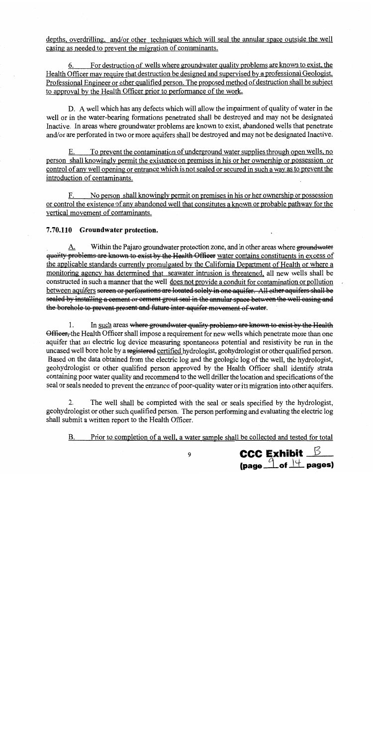depths, overdrilling, and/or other techniques which will seal the annular space outside the well casing as needed to prevent the migration of contaminants.

6. For destruction of wells where groundwater quality problems are known to exist, the Health Officer may require that destruction be designed and supervised by a professional Geologist, Professional Engineer or other qualified person. The proposed method of destruction shall be subject to approval by the Health Officer prior to performance of the work.

D. A well which has any defects which will allow the impairment of quality of water in the well or in the water-bearing formations penetrated shall be destroyed and may not be designated Inactive. In areas where groundwater problems are known to exist, abandoned wells that penetrate and/or are perforated in two or more aquifers shall be destroyed and may not be designated Inactive.

E. To prevent the contamination of underground water supplies through open wells, no person shall knowingly permit the existence on premises in his or her ownership or possession or control of any well opening or entrance which is not sealed or secured in such a way as to prevent the introduction of contaminants.

F. No person shall knowingly permit on premises in his or her ownership or possession or control the existence of any abandoned well that constitutes a known or probable pathway for the vertical movement of contaminants.

**7.70.110 Groundwater protection.**

A. Within the Pajaro groundwater protection zone, and in other areas where ~~groundwater quality problems are known to exist by the Health Officer~~ water contains constituents in excess of the applicable standards currently promulgated by the California Department of Health or where a monitoring agency has determined that seawater intrusion is threatened, all new wells shall be constructed in such a manner that the well does not provide a conduit for contamination or pollution between aquifers ~~screen or perforations are located solely in one aquifer. All other aquifers shall be sealed by installing a cement or cement grout seal in the annular space between the well casing and the borehole to prevent present and future inter-aquifer movement of water.~~

1. In such areas ~~where groundwater quality problems are known to exist by the Health Officer,~~ the Health Officer shall impose a requirement for new wells which penetrate more than one aquifer that an electric log device measuring spontaneous potential and resistivity be run in the uncased well bore hole by a ~~registered~~ certified hydrologist, geohydrologist or other qualified person. Based on the data obtained from the electric log and the geologic log of the well, the hydrologist, geohydrologist or other qualified person approved by the Health Officer shall identify strata containing poor water quality and recommend to the well driller the location and specifications of the seal or seals needed to prevent the entrance of poor-quality water or its migration into other aquifers.

2. The well shall be completed with the seal or seals specified by the hydrologist, geohydrologist or other such qualified person. The person performing and evaluating the electric log shall submit a written report to the Health Officer.

B. Prior to completion of a well, a water sample shall be collected and tested for total

**CCC Exhibit B**
**(page 9 of 14 pages)**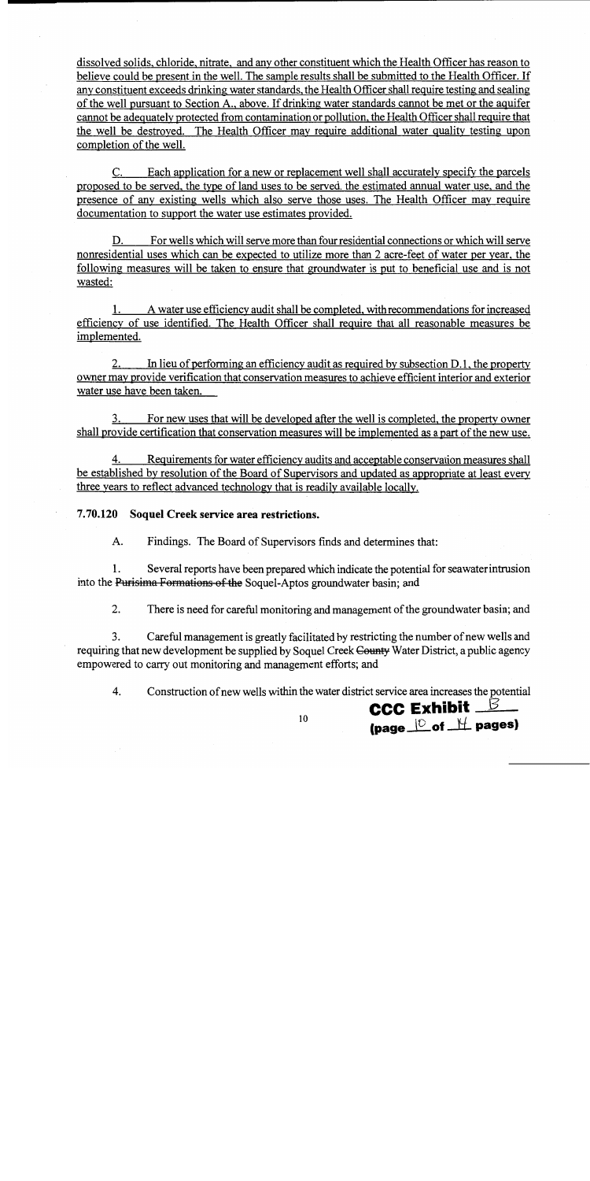dissolved solids, chloride, nitrate, and any other constituent which the Health Officer has reason to believe could be present in the well. The sample results shall be submitted to the Health Officer. If any constituent exceeds drinking water standards, the Health Officer shall require testing and sealing of the well pursuant to Section A., above. If drinking water standards cannot be met or the aquifer cannot be adequately protected from contamination or pollution, the Health Officer shall require that the well be destroyed. The Health Officer may require additional water quality testing upon completion of the well.

C. Each application for a new or replacement well shall accurately specify the parcels proposed to be served, the type of land uses to be served, the estimated annual water use, and the presence of any existing wells which also serve those uses. The Health Officer may require documentation to support the water use estimates provided.

D. For wells which will serve more than four residential connections or which will serve nonresidential uses which can be expected to utilize more than 2 acre-feet of water per year, the following measures will be taken to ensure that groundwater is put to beneficial use and is not wasted:

1. A water use efficiency audit shall be completed, with recommendations for increased efficiency of use identified. The Health Officer shall require that all reasonable measures be implemented.

2. In lieu of performing an efficiency audit as required by subsection D.1, the property owner may provide verification that conservation measures to achieve efficient interior and exterior water use have been taken.

3. For new uses that will be developed after the well is completed, the property owner shall provide certification that conservation measures will be implemented as a part of the new use.

4. Requirements for water efficiency audits and acceptable conservation measures shall be established by resolution of the Board of Supervisors and updated as appropriate at least every three years to reflect advanced technology that is readily available locally.

**7.70.120 Soquel Creek service area restrictions.**

A. Findings. The Board of Supervisors finds and determines that:

1. Several reports have been prepared which indicate the potential for seawater intrusion into the ~~Purisima Formations of the~~ Soquel-Aptos groundwater basin; and

2. There is need for careful monitoring and management of the groundwater basin; and

3. Careful management is greatly facilitated by restricting the number of new wells and requiring that new development be supplied by Soquel Creek ~~County~~ Water District, a public agency empowered to carry out monitoring and management efforts; and

4. Construction of new wells within the water district service area increases the potential

**CCC Exhibit B**
**(page 10 of 14 pages)**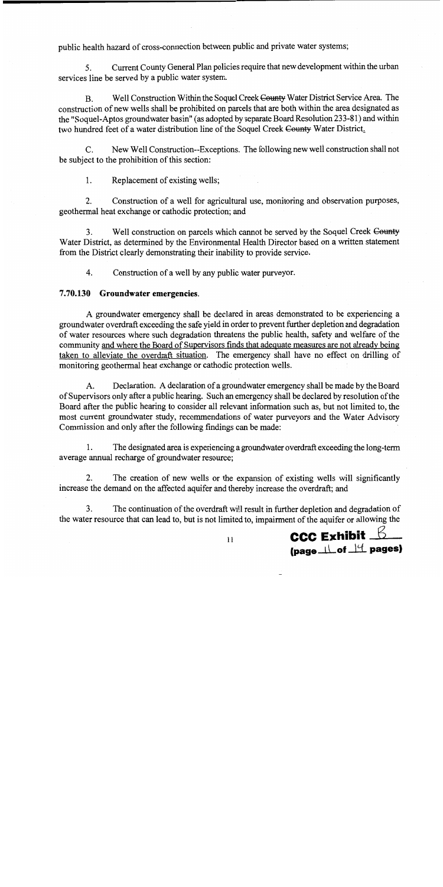public health hazard of cross-connection between public and private water systems;

5. Current County General Plan policies require that new development within the urban services line be served by a public water system.

B. Well Construction Within the Soquel Creek ~~County~~ Water District Service Area. The construction of new wells shall be prohibited on parcels that are both within the area designated as the "Soquel-Aptos groundwater basin" (as adopted by separate Board Resolution 233-81) and within two hundred feet of a water distribution line of the Soquel Creek ~~County~~ Water District.

C. New Well Construction--Exceptions. The following new well construction shall not be subject to the prohibition of this section:

1. Replacement of existing wells;

2. Construction of a well for agricultural use, monitoring and observation purposes, geothermal heat exchange or cathodic protection; and

3. Well construction on parcels which cannot be served by the Soquel Creek ~~County~~ Water District, as determined by the Environmental Health Director based on a written statement from the District clearly demonstrating their inability to provide service.

4. Construction of a well by any public water purveyor.

### 7.70.130 Groundwater emergencies.

A groundwater emergency shall be declared in areas demonstrated to be experiencing a groundwater overdraft exceeding the safe yield in order to prevent further depletion and degradation of water resources where such degradation threatens the public health, safety and welfare of the community <u>and where the Board of Supervisors finds that adequate measures are not already being taken to alleviate the overdraft situation</u>. The emergency shall have no effect on drilling of monitoring geothermal heat exchange or cathodic protection wells.

A. Declaration. A declaration of a groundwater emergency shall be made by the Board of Supervisors only after a public hearing. Such an emergency shall be declared by resolution of the Board after the public hearing to consider all relevant information such as, but not limited to, the most current groundwater study, recommendations of water purveyors and the Water Advisory Commission and only after the following findings can be made:

1. The designated area is experiencing a groundwater overdraft exceeding the long-term average annual recharge of groundwater resource;

2. The creation of new wells or the expansion of existing wells will significantly increase the demand on the affected aquifer and thereby increase the overdraft; and

3. The continuation of the overdraft will result in further depletion and degradation of the water resource that can lead to, but is not limited to, impairment of the aquifer or allowing the

**CCC Exhibit B**
**(page 11 of 14 pages)**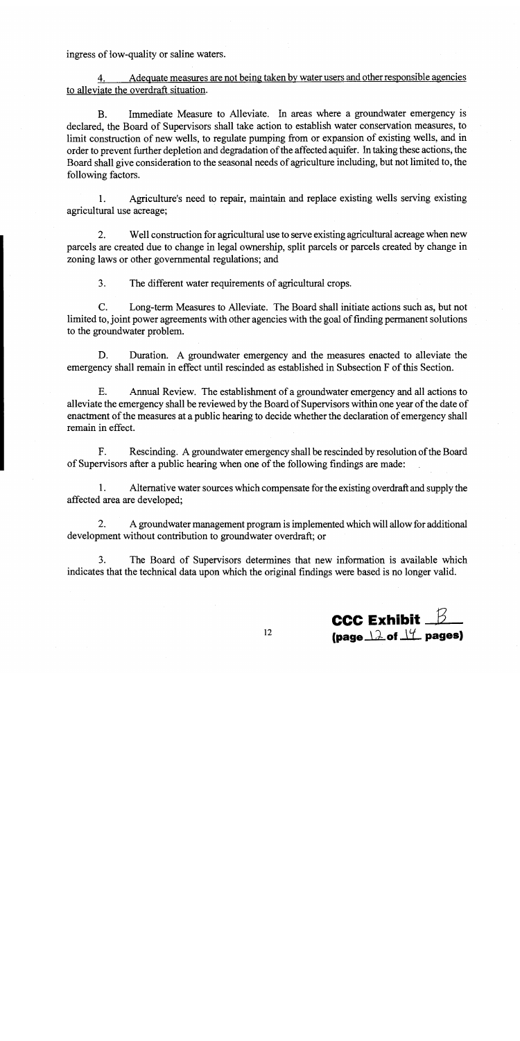ingress of low-quality or saline waters.

4. Adequate measures are not being taken by water users and other responsible agencies to alleviate the overdraft situation.

B. Immediate Measure to Alleviate. In areas where a groundwater emergency is declared, the Board of Supervisors shall take action to establish water conservation measures, to limit construction of new wells, to regulate pumping from or expansion of existing wells, and in order to prevent further depletion and degradation of the affected aquifer. In taking these actions, the Board shall give consideration to the seasonal needs of agriculture including, but not limited to, the following factors.

1. Agriculture's need to repair, maintain and replace existing wells serving existing agricultural use acreage;

2. Well construction for agricultural use to serve existing agricultural acreage when new parcels are created due to change in legal ownership, split parcels or parcels created by change in zoning laws or other governmental regulations; and

3. The different water requirements of agricultural crops.

C. Long-term Measures to Alleviate. The Board shall initiate actions such as, but not limited to, joint power agreements with other agencies with the goal of finding permanent solutions to the groundwater problem.

D. Duration. A groundwater emergency and the measures enacted to alleviate the emergency shall remain in effect until rescinded as established in Subsection F of this Section.

E. Annual Review. The establishment of a groundwater emergency and all actions to alleviate the emergency shall be reviewed by the Board of Supervisors within one year of the date of enactment of the measures at a public hearing to decide whether the declaration of emergency shall remain in effect.

F. Rescinding. A groundwater emergency shall be rescinded by resolution of the Board of Supervisors after a public hearing when one of the following findings are made:

1. Alternative water sources which compensate for the existing overdraft and supply the affected area are developed;

2. A groundwater management program is implemented which will allow for additional development without contribution to groundwater overdraft; or

3. The Board of Supervisors determines that new information is available which indicates that the technical data upon which the original findings were based is no longer valid.

**CCC Exhibit B**
**(page 12 of 14 pages)**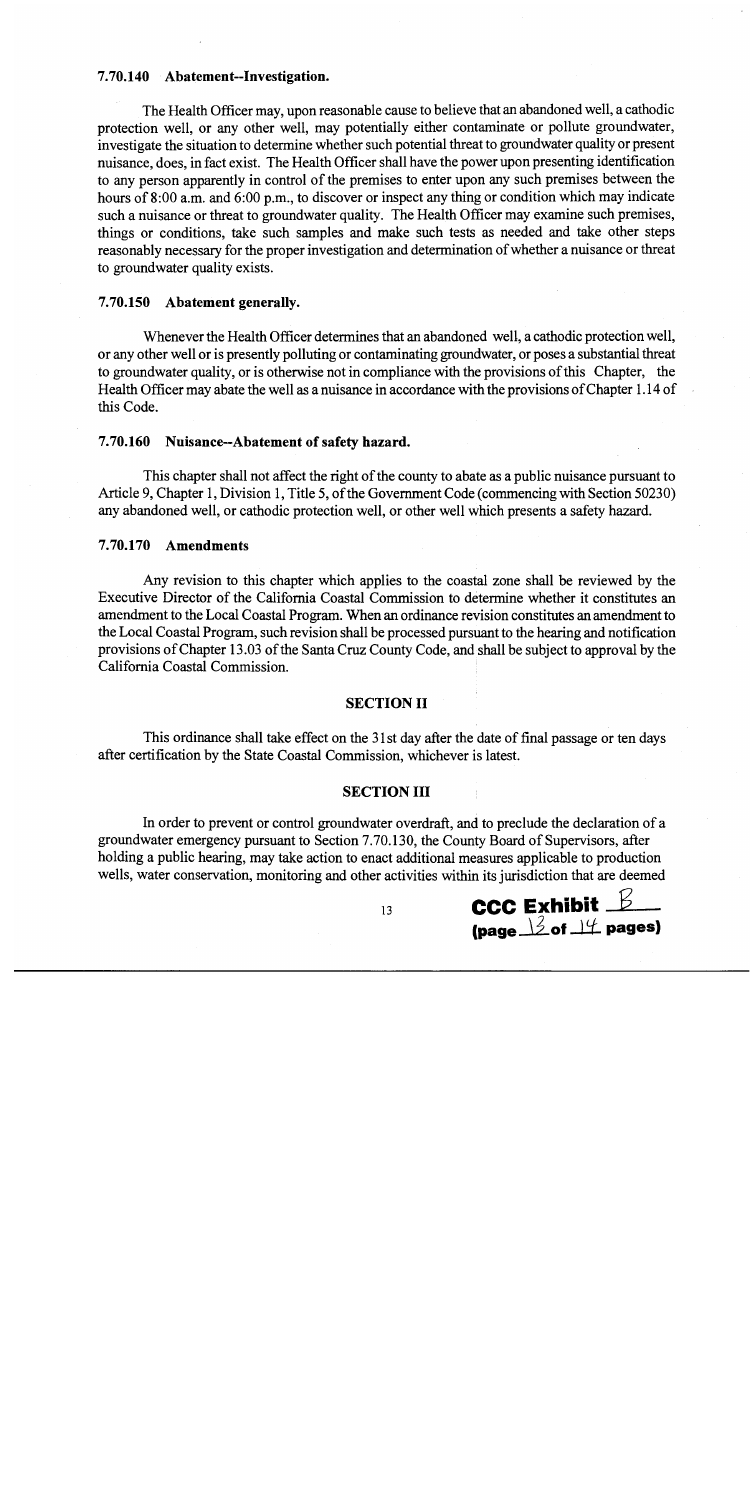### 7.70.140 Abatement--Investigation.

The Health Officer may, upon reasonable cause to believe that an abandoned well, a cathodic protection well, or any other well, may potentially either contaminate or pollute groundwater, investigate the situation to determine whether such potential threat to groundwater quality or present nuisance, does, in fact exist. The Health Officer shall have the power upon presenting identification to any person apparently in control of the premises to enter upon any such premises between the hours of 8:00 a.m. and 6:00 p.m., to discover or inspect any thing or condition which may indicate such a nuisance or threat to groundwater quality. The Health Officer may examine such premises, things or conditions, take such samples and make such tests as needed and take other steps reasonably necessary for the proper investigation and determination of whether a nuisance or threat to groundwater quality exists.

### 7.70.150 Abatement generally.

Whenever the Health Officer determines that an abandoned well, a cathodic protection well, or any other well or is presently polluting or contaminating groundwater, or poses a substantial threat to groundwater quality, or is otherwise not in compliance with the provisions of this Chapter, the Health Officer may abate the well as a nuisance in accordance with the provisions of Chapter 1.14 of this Code.

### 7.70.160 Nuisance--Abatement of safety hazard.

This chapter shall not affect the right of the county to abate as a public nuisance pursuant to Article 9, Chapter 1, Division 1, Title 5, of the Government Code (commencing with Section 50230) any abandoned well, or cathodic protection well, or other well which presents a safety hazard.

### 7.70.170 Amendments

Any revision to this chapter which applies to the coastal zone shall be reviewed by the Executive Director of the California Coastal Commission to determine whether it constitutes an amendment to the Local Coastal Program. When an ordinance revision constitutes an amendment to the Local Coastal Program, such revision shall be processed pursuant to the hearing and notification provisions of Chapter 13.03 of the Santa Cruz County Code, and shall be subject to approval by the California Coastal Commission.

## SECTION II

This ordinance shall take effect on the 31st day after the date of final passage or ten days after certification by the State Coastal Commission, whichever is latest.

## SECTION III

In order to prevent or control groundwater overdraft, and to preclude the declaration of a groundwater emergency pursuant to Section 7.70.130, the County Board of Supervisors, after holding a public hearing, may take action to enact additional measures applicable to production wells, water conservation, monitoring and other activities within its jurisdiction that are deemed

**CCC Exhibit B**
**(page 13 of 14 pages)**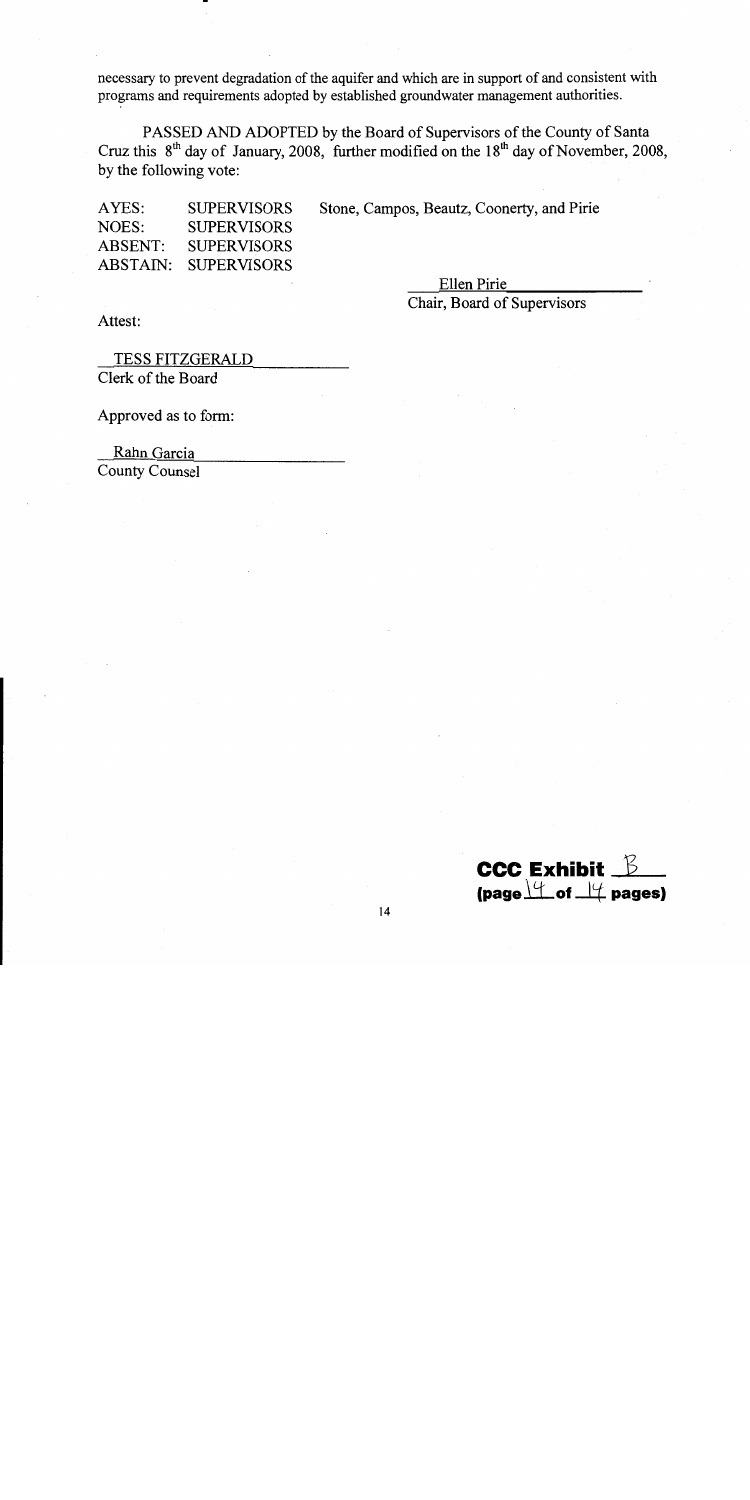necessary to prevent degradation of the aquifer and which are in support of and consistent with programs and requirements adopted by established groundwater management authorities.

PASSED AND ADOPTED by the Board of Supervisors of the County of Santa Cruz this 8th day of January, 2008, further modified on the 18th day of November, 2008, by the following vote:

| | | |
|---|---|---|
| AYES: | SUPERVISORS | Stone, Campos, Beautz, Coonerty, and Pirie |
| NOES: | SUPERVISORS | |
| ABSENT: | SUPERVISORS | |
| ABSTAIN: | SUPERVISORS | |

Ellen Pirie
Chair, Board of Supervisors

Attest:

TESS FITZGERALD
Clerk of the Board

Approved as to form:

Rahn Garcia
County Counsel

**CCC Exhibit B**
**(page 14 of 14 pages)**